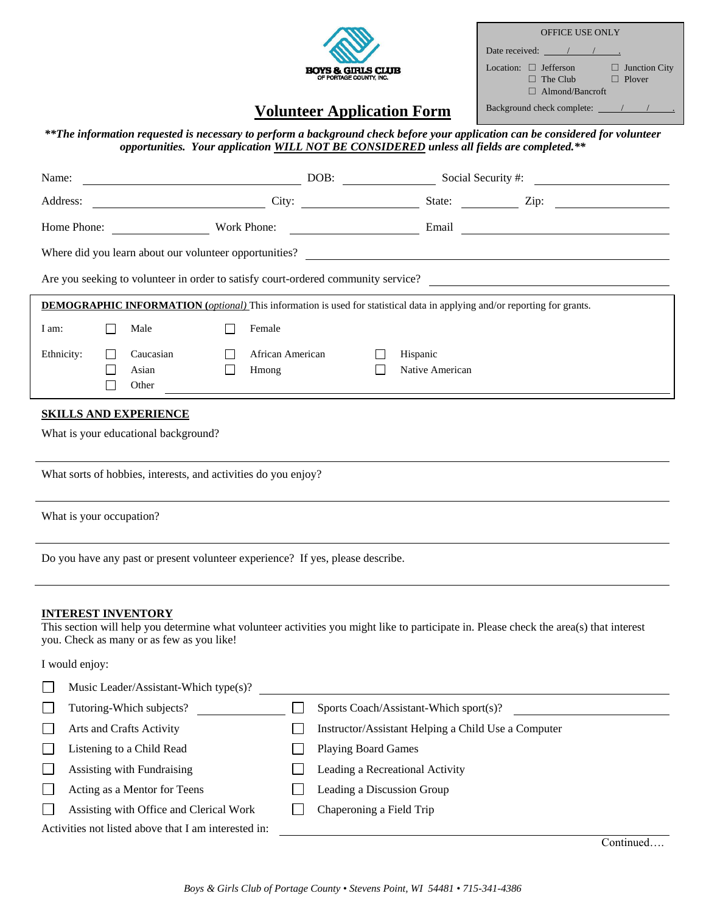BOYS & GIRLS CLUB OF PORTAGE COUNTY, INC.

| OFFICE USE ONLY | |
|---|---|
| Date received: ____/____/____. | |
| Location: ☐ Jefferson ☐ The Club ☐ Almond/Bancroft | ☐ Junction City ☐ Plover |
| Background check complete: ____/____/____. | |

# Volunteer Application Form

***The information requested is necessary to perform a background check before your application can be considered for volunteer opportunities. Your application WILL NOT BE CONSIDERED unless all fields are completed.***

Name: ______________________ DOB: ____________ Social Security #: ______________

Address: ______________________ City: ______________ State: ________ Zip: ____________

Home Phone: ____________ Work Phone: ______________ Email ______________________

Where did you learn about our volunteer opportunities? ______________________________

Are you seeking to volunteer in order to satisfy court-ordered community service? ______________

**DEMOGRAPHIC INFORMATION (*optional*)** This information is used for statistical data in applying and/or reporting for grants.

I am: ☐ Male ☐ Female

Ethnicity: ☐ Caucasian ☐ African American ☐ Hispanic ☐ Asian ☐ Hmong ☐ Native American ☐ Other ______________________

## SKILLS AND EXPERIENCE

What is your educational background?

______________________________________________________________________

What sorts of hobbies, interests, and activities do you enjoy?

______________________________________________________________________

What is your occupation?

______________________________________________________________________

Do you have any past or present volunteer experience? If yes, please describe.

______________________________________________________________________

## INTEREST INVENTORY

This section will help you determine what volunteer activities you might like to participate in. Please check the area(s) that interest you. Check as many or as few as you like!

I would enjoy:

- ☐ Music Leader/Assistant-Which type(s)? ______________________
- ☐ Tutoring-Which subjects? ____________
- ☐ Sports Coach/Assistant-Which sport(s)? ____________
- ☐ Arts and Crafts Activity
- ☐ Instructor/Assistant Helping a Child Use a Computer
- ☐ Listening to a Child Read
- ☐ Playing Board Games
- ☐ Assisting with Fundraising
- ☐ Leading a Recreational Activity
- ☐ Acting as a Mentor for Teens
- ☐ Leading a Discussion Group
- ☐ Assisting with Office and Clerical Work
- ☐ Chaperoning a Field Trip

Activities not listed above that I am interested in: ______________________________

Continued….

*Boys & Girls Club of Portage County • Stevens Point, WI 54481 • 715-341-4386*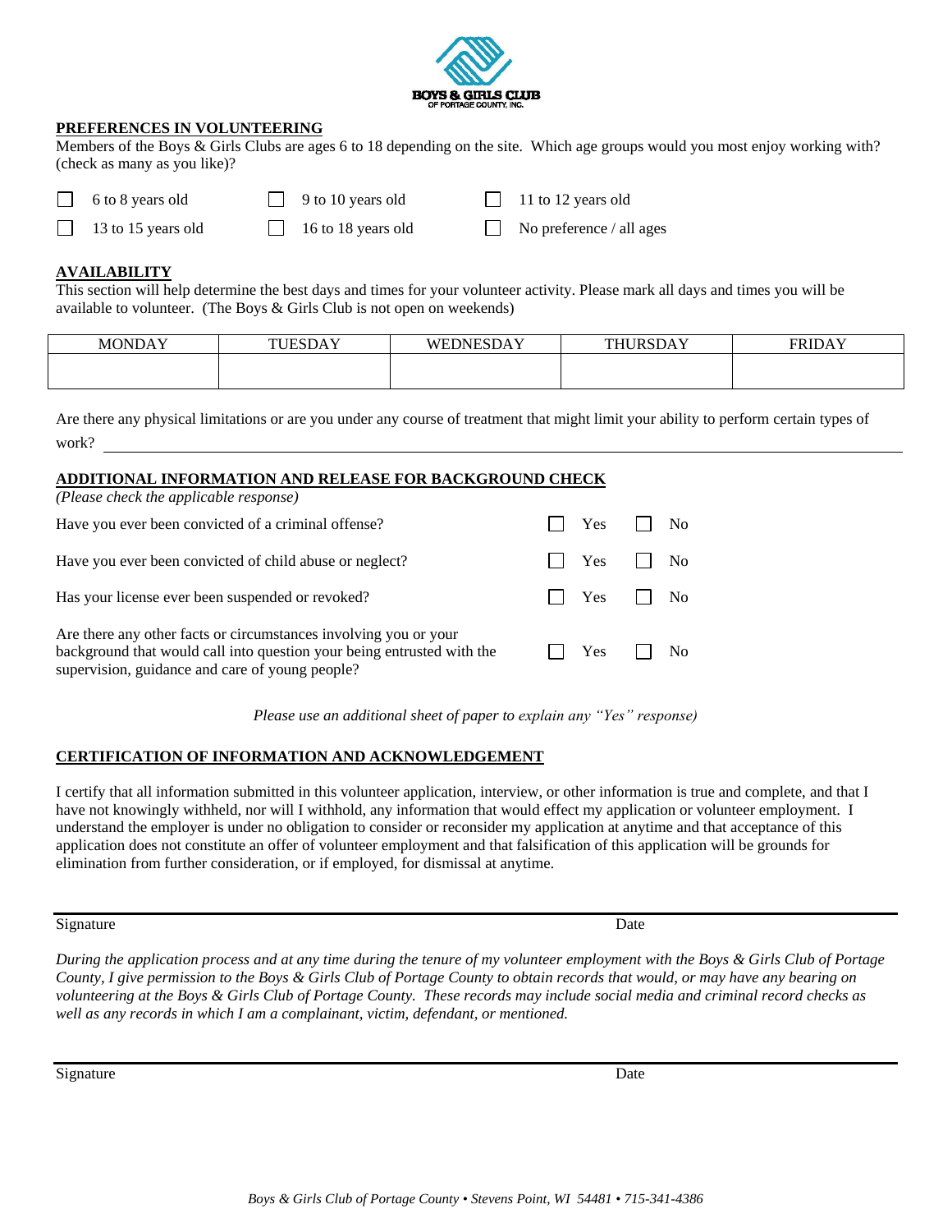BOYS & GIRLS CLUB OF PORTAGE COUNTY, INC.

**PREFERENCES IN VOLUNTEERING**

Members of the Boys & Girls Clubs are ages 6 to 18 depending on the site. Which age groups would you most enjoy working with? (check as many as you like)?

☐ 6 to 8 years old ☐ 9 to 10 years old ☐ 11 to 12 years old

☐ 13 to 15 years old ☐ 16 to 18 years old ☐ No preference / all ages

**AVAILABILITY**

This section will help determine the best days and times for your volunteer activity. Please mark all days and times you will be available to volunteer. (The Boys & Girls Club is not open on weekends)

| MONDAY | TUESDAY | WEDNESDAY | THURSDAY | FRIDAY |
|---|---|---|---|---|
| | | | | |

Are there any physical limitations or are you under any course of treatment that might limit your ability to perform certain types of work? ______________________________

**ADDITIONAL INFORMATION AND RELEASE FOR BACKGROUND CHECK**

*(Please check the applicable response)*

| | | |
|---|---|---|
| Have you ever been convicted of a criminal offense? | ☐ Yes | ☐ No |
| Have you ever been convicted of child abuse or neglect? | ☐ Yes | ☐ No |
| Has your license ever been suspended or revoked? | ☐ Yes | ☐ No |
| Are there any other facts or circumstances involving you or your background that would call into question your being entrusted with the supervision, guidance and care of young people? | ☐ Yes | ☐ No |

*Please use an additional sheet of paper to explain any "Yes" response)*

**CERTIFICATION OF INFORMATION AND ACKNOWLEDGEMENT**

I certify that all information submitted in this volunteer application, interview, or other information is true and complete, and that I have not knowingly withheld, nor will I withhold, any information that would effect my application or volunteer employment. I understand the employer is under no obligation to consider or reconsider my application at anytime and that acceptance of this application does not constitute an offer of volunteer employment and that falsification of this application will be grounds for elimination from further consideration, or if employed, for dismissal at anytime.

______________________________

Signature Date

*During the application process and at any time during the tenure of my volunteer employment with the Boys & Girls Club of Portage County, I give permission to the Boys & Girls Club of Portage County to obtain records that would, or may have any bearing on volunteering at the Boys & Girls Club of Portage County. These records may include social media and criminal record checks as well as any records in which I am a complainant, victim, defendant, or mentioned.*

______________________________

Signature Date

*Boys & Girls Club of Portage County • Stevens Point, WI 54481 • 715-341-4386*